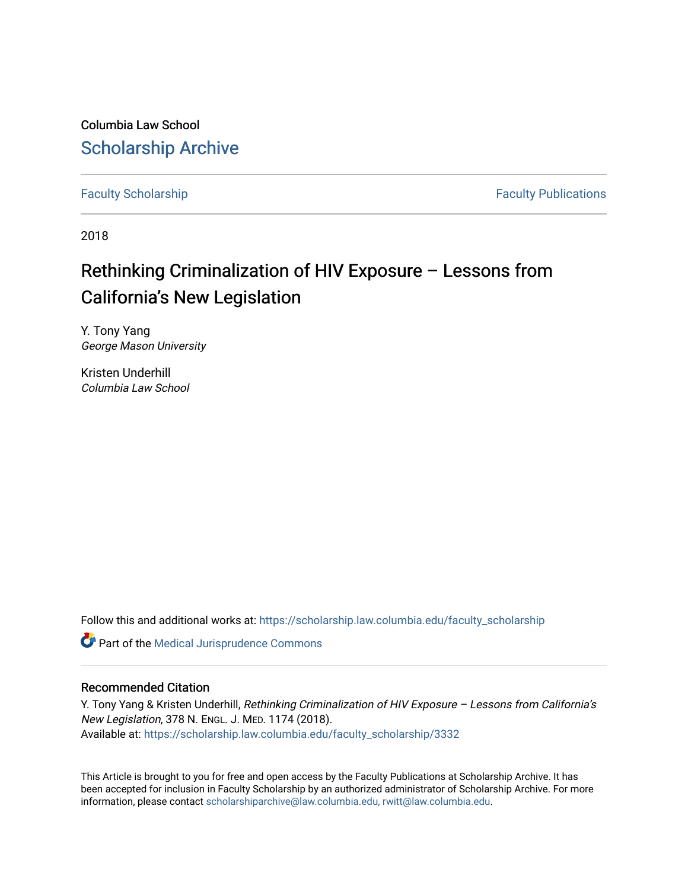Columbia Law School

# Scholarship Archive

Faculty Scholarship | Faculty Publications

2018

## Rethinking Criminalization of HIV Exposure – Lessons from California's New Legislation

Y. Tony Yang
*George Mason University*

Kristen Underhill
*Columbia Law School*

Follow this and additional works at: https://scholarship.law.columbia.edu/faculty_scholarship

Part of the Medical Jurisprudence Commons

### Recommended Citation

Y. Tony Yang & Kristen Underhill, *Rethinking Criminalization of HIV Exposure – Lessons from California's New Legislation*, 378 N. Engl. J. Med. 1174 (2018).
Available at: https://scholarship.law.columbia.edu/faculty_scholarship/3332

This Article is brought to you for free and open access by the Faculty Publications at Scholarship Archive. It has been accepted for inclusion in Faculty Scholarship by an authorized administrator of Scholarship Archive. For more information, please contact scholarshiparchive@law.columbia.edu, rwitt@law.columbia.edu.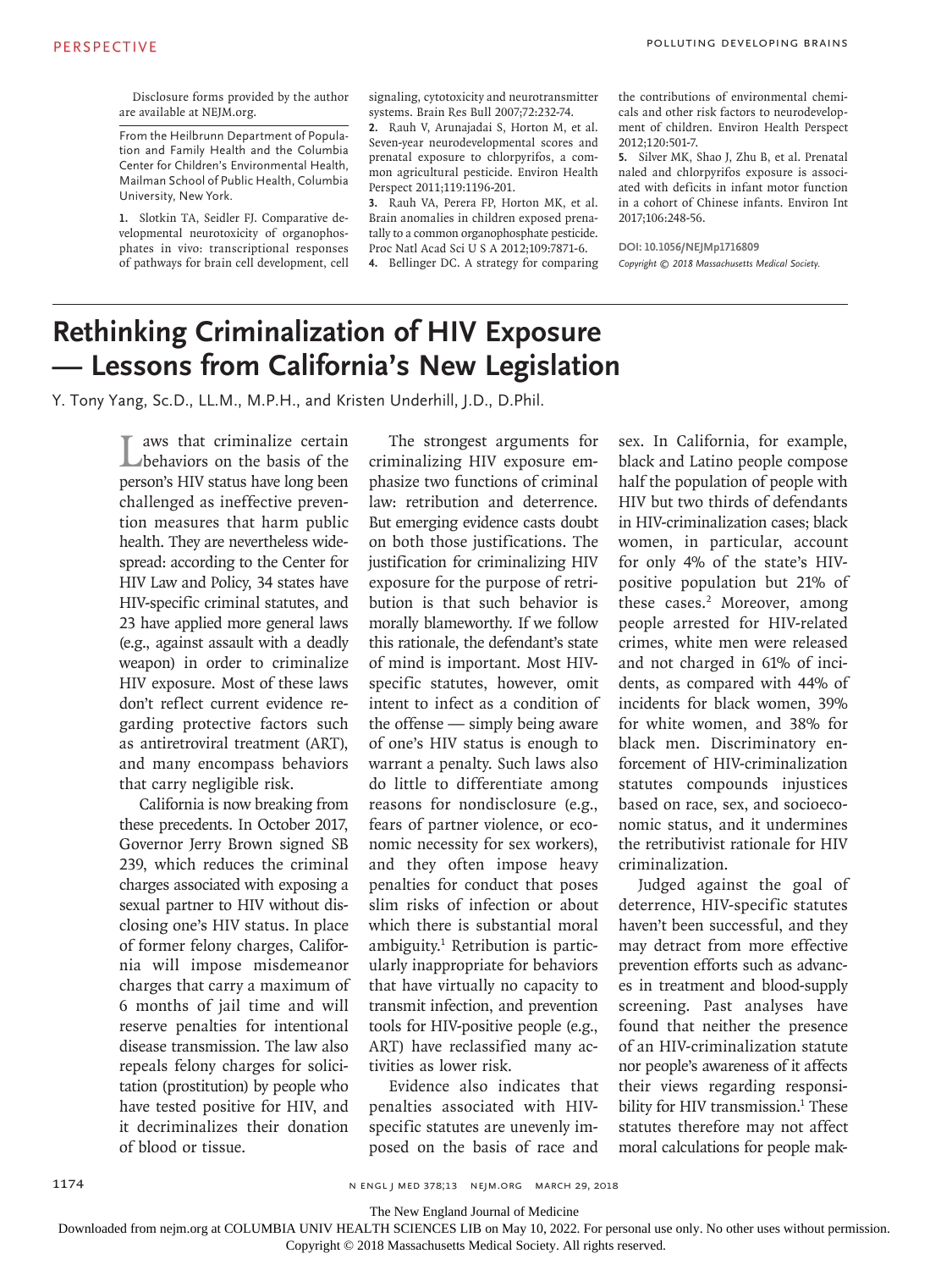Disclosure forms provided by the author are available at NEJM.org.

From the Heilbrunn Department of Population and Family Health and the Columbia Center for Children's Environmental Health, Mailman School of Public Health, Columbia University, New York.

1. Slotkin TA, Seidler FJ. Comparative developmental neurotoxicity of organophosphates in vivo: transcriptional responses of pathways for brain cell development, cell signaling, cytotoxicity and neurotransmitter systems. Brain Res Bull 2007;72:232-74.
2. Rauh V, Arunajadai S, Horton M, et al. Seven-year neurodevelopmental scores and prenatal exposure to chlorpyrifos, a common agricultural pesticide. Environ Health Perspect 2011;119:1196-201.
3. Rauh VA, Perera FP, Horton MK, et al. Brain anomalies in children exposed prenatally to a common organophosphate pesticide. Proc Natl Acad Sci U S A 2012;109:7871-6.
4. Bellinger DC. A strategy for comparing the contributions of environmental chemicals and other risk factors to neurodevelopment of children. Environ Health Perspect 2012;120:501-7.
5. Silver MK, Shao J, Zhu B, et al. Prenatal naled and chlorpyrifos exposure is associated with deficits in infant motor function in a cohort of Chinese infants. Environ Int 2017;106:248-56.

DOI: 10.1056/NEJMp1716809
*Copyright © 2018 Massachusetts Medical Society.*

# Rethinking Criminalization of HIV Exposure — Lessons from California's New Legislation

Y. Tony Yang, Sc.D., LL.M., M.P.H., and Kristen Underhill, J.D., D.Phil.

Laws that criminalize certain behaviors on the basis of the person's HIV status have long been challenged as ineffective prevention measures that harm public health. They are nevertheless widespread: according to the Center for HIV Law and Policy, 34 states have HIV-specific criminal statutes, and 23 have applied more general laws (e.g., against assault with a deadly weapon) in order to criminalize HIV exposure. Most of these laws don't reflect current evidence regarding protective factors such as antiretroviral treatment (ART), and many encompass behaviors that carry negligible risk.

California is now breaking from these precedents. In October 2017, Governor Jerry Brown signed SB 239, which reduces the criminal charges associated with exposing a sexual partner to HIV without disclosing one's HIV status. In place of former felony charges, California will impose misdemeanor charges that carry a maximum of 6 months of jail time and will reserve penalties for intentional disease transmission. The law also repeals felony charges for solicitation (prostitution) by people who have tested positive for HIV, and it decriminalizes their donation of blood or tissue.

The strongest arguments for criminalizing HIV exposure emphasize two functions of criminal law: retribution and deterrence. But emerging evidence casts doubt on both those justifications. The justification for criminalizing HIV exposure for the purpose of retribution is that such behavior is morally blameworthy. If we follow this rationale, the defendant's state of mind is important. Most HIV-specific statutes, however, omit intent to infect as a condition of the offense — simply being aware of one's HIV status is enough to warrant a penalty. Such laws also do little to differentiate among reasons for nondisclosure (e.g., fears of partner violence, or economic necessity for sex workers), and they often impose heavy penalties for conduct that poses slim risks of infection or about which there is substantial moral ambiguity.[1] Retribution is particularly inappropriate for behaviors that have virtually no capacity to transmit infection, and prevention tools for HIV-positive people (e.g., ART) have reclassified many activities as lower risk.

Evidence also indicates that penalties associated with HIV-specific statutes are unevenly imposed on the basis of race and sex. In California, for example, black and Latino people compose half the population of people with HIV but two thirds of defendants in HIV-criminalization cases; black women, in particular, account for only 4% of the state's HIV-positive population but 21% of these cases.[2] Moreover, among people arrested for HIV-related crimes, white men were released and not charged in 61% of incidents, as compared with 44% of incidents for black women, 39% for white women, and 38% for black men. Discriminatory enforcement of HIV-criminalization statutes compounds injustices based on race, sex, and socioeconomic status, and it undermines the retributivist rationale for HIV criminalization.

Judged against the goal of deterrence, HIV-specific statutes haven't been successful, and they may detract from more effective prevention efforts such as advances in treatment and blood-supply screening. Past analyses have found that neither the presence of an HIV-criminalization statute nor people's awareness of it affects their views regarding responsibility for HIV transmission.[1] These statutes therefore may not affect moral calculations for people mak-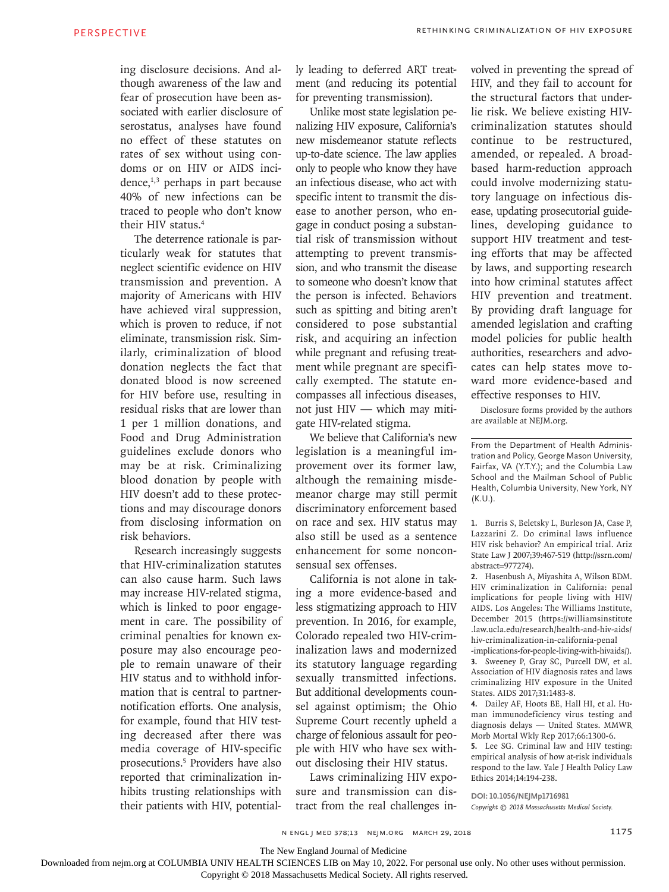ing disclosure decisions. And although awareness of the law and fear of prosecution have been associated with earlier disclosure of serostatus, analyses have found no effect of these statutes on rates of sex without using condoms or on HIV or AIDS incidence,[1,3] perhaps in part because 40% of new infections can be traced to people who don't know their HIV status.[4]

The deterrence rationale is particularly weak for statutes that neglect scientific evidence on HIV transmission and prevention. A majority of Americans with HIV have achieved viral suppression, which is proven to reduce, if not eliminate, transmission risk. Similarly, criminalization of blood donation neglects the fact that donated blood is now screened for HIV before use, resulting in residual risks that are lower than 1 per 1 million donations, and Food and Drug Administration guidelines exclude donors who may be at risk. Criminalizing blood donation by people with HIV doesn't add to these protections and may discourage donors from disclosing information on risk behaviors.

Research increasingly suggests that HIV-criminalization statutes can also cause harm. Such laws may increase HIV-related stigma, which is linked to poor engagement in care. The possibility of criminal penalties for known exposure may also encourage people to remain unaware of their HIV status and to withhold information that is central to partner-notification efforts. One analysis, for example, found that HIV testing decreased after there was media coverage of HIV-specific prosecutions.[5] Providers have also reported that criminalization inhibits trusting relationships with their patients with HIV, potentially leading to deferred ART treatment (and reducing its potential for preventing transmission).

Unlike most state legislation penalizing HIV exposure, California's new misdemeanor statute reflects up-to-date science. The law applies only to people who know they have an infectious disease, who act with specific intent to transmit the disease to another person, who engage in conduct posing a substantial risk of transmission without attempting to prevent transmission, and who transmit the disease to someone who doesn't know that the person is infected. Behaviors such as spitting and biting aren't considered to pose substantial risk, and acquiring an infection while pregnant and refusing treatment while pregnant are specifically exempted. The statute encompasses all infectious diseases, not just HIV — which may mitigate HIV-related stigma.

We believe that California's new legislation is a meaningful improvement over its former law, although the remaining misdemeanor charge may still permit discriminatory enforcement based on race and sex. HIV status may also still be used as a sentence enhancement for some nonconsensual sex offenses.

California is not alone in taking a more evidence-based and less stigmatizing approach to HIV prevention. In 2016, for example, Colorado repealed two HIV-criminalization laws and modernized its statutory language regarding sexually transmitted infections. But additional developments counsel against optimism; the Ohio Supreme Court recently upheld a charge of felonious assault for people with HIV who have sex without disclosing their HIV status.

Laws criminalizing HIV exposure and transmission can distract from the real challenges involved in preventing the spread of HIV, and they fail to account for the structural factors that underlie risk. We believe existing HIV-criminalization statutes should continue to be restructured, amended, or repealed. A broad-based harm-reduction approach could involve modernizing statutory language on infectious disease, updating prosecutorial guidelines, developing guidance to support HIV treatment and testing efforts that may be affected by laws, and supporting research into how criminal statutes affect HIV prevention and treatment. By providing draft language for amended legislation and crafting model policies for public health authorities, researchers and advocates can help states move toward more evidence-based and effective responses to HIV.

Disclosure forms provided by the authors are available at NEJM.org.

From the Department of Health Administration and Policy, George Mason University, Fairfax, VA (Y.T.Y.); and the Columbia Law School and the Mailman School of Public Health, Columbia University, New York, NY (K.U.).

1. Burris S, Beletsky L, Burleson JA, Case P, Lazzarini Z. Do criminal laws influence HIV risk behavior? An empirical trial. Ariz State Law J 2007;39:467-519 (http://ssrn.com/abstract=977274).
2. Hasenbush A, Miyashita A, Wilson BDM. HIV criminalization in California: penal implications for people living with HIV/AIDS. Los Angeles: The Williams Institute, December 2015 (https://williamsinstitute.law.ucla.edu/research/health-and-hiv-aids/hiv-criminalization-in-california-penal-implications-for-people-living-with-hivaids/).
3. Sweeney P, Gray SC, Purcell DW, et al. Association of HIV diagnosis rates and laws criminalizing HIV exposure in the United States. AIDS 2017;31:1483-8.
4. Dailey AF, Hoots BE, Hall HI, et al. Human immunodeficiency virus testing and diagnosis delays — United States. MMWR Morb Mortal Wkly Rep 2017;66:1300-6.
5. Lee SG. Criminal law and HIV testing: empirical analysis of how at-risk individuals respond to the law. Yale J Health Policy Law Ethics 2014;14:194-238.

DOI: 10.1056/NEJMp1716981
Copyright © 2018 Massachusetts Medical Society.